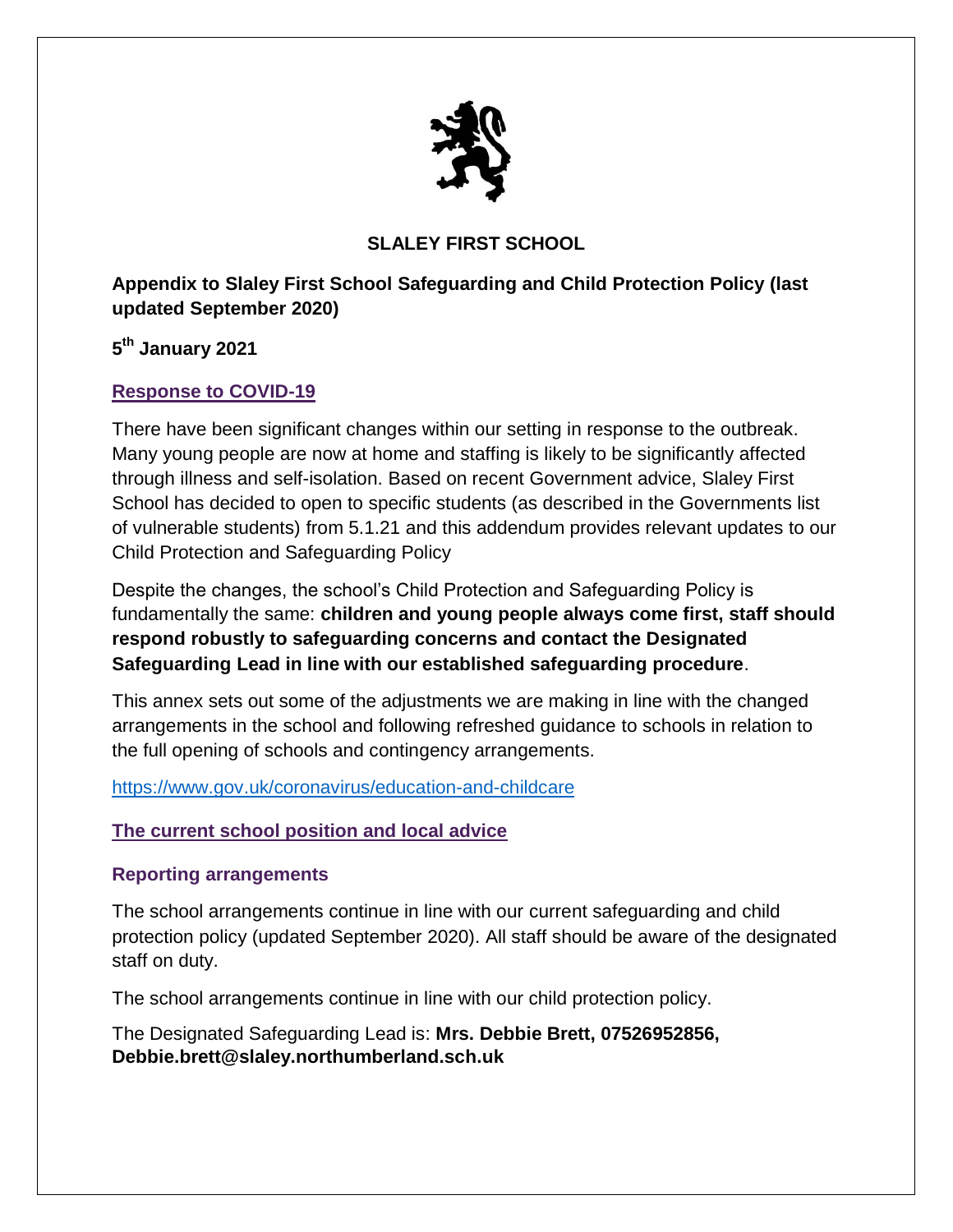**SLALEY FIRST SCHOOL**

**Appendix to Slaley First School Safeguarding and Child Protection Policy (last updated September 2020)**

**5th January 2021**

## Response to COVID-19

There have been significant changes within our setting in response to the outbreak. Many young people are now at home and staffing is likely to be significantly affected through illness and self-isolation. Based on recent Government advice, Slaley First School has decided to open to specific students (as described in the Governments list of vulnerable students) from 5.1.21 and this addendum provides relevant updates to our Child Protection and Safeguarding Policy

Despite the changes, the school's Child Protection and Safeguarding Policy is fundamentally the same: **children and young people always come first, staff should respond robustly to safeguarding concerns and contact the Designated Safeguarding Lead in line with our established safeguarding procedure**.

This annex sets out some of the adjustments we are making in line with the changed arrangements in the school and following refreshed guidance to schools in relation to the full opening of schools and contingency arrangements.

https://www.gov.uk/coronavirus/education-and-childcare

## The current school position and local advice

### Reporting arrangements

The school arrangements continue in line with our current safeguarding and child protection policy (updated September 2020). All staff should be aware of the designated staff on duty.

The school arrangements continue in line with our child protection policy.

The Designated Safeguarding Lead is: **Mrs. Debbie Brett, 07526952856, Debbie.brett@slaley.northumberland.sch.uk**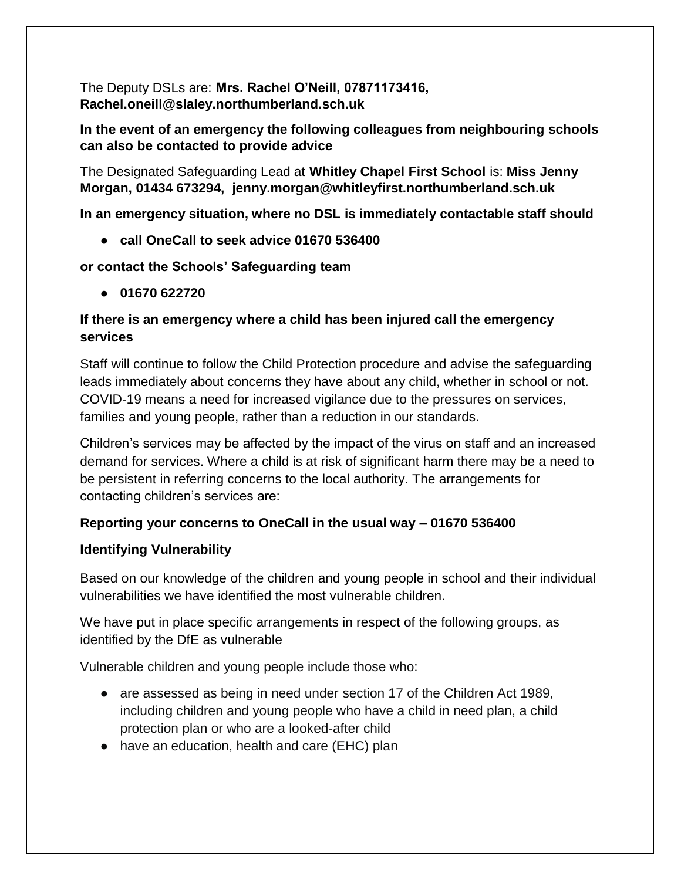The Deputy DSLs are: **Mrs. Rachel O'Neill, 07871173416, Rachel.oneill@slaley.northumberland.sch.uk**

**In the event of an emergency the following colleagues from neighbouring schools can also be contacted to provide advice**

The Designated Safeguarding Lead at **Whitley Chapel First School** is: **Miss Jenny Morgan, 01434 673294, jenny.morgan@whitleyfirst.northumberland.sch.uk**

**In an emergency situation, where no DSL is immediately contactable staff should**

- **call OneCall to seek advice 01670 536400**

**or contact the Schools' Safeguarding team**

- **01670 622720**

**If there is an emergency where a child has been injured call the emergency services**

Staff will continue to follow the Child Protection procedure and advise the safeguarding leads immediately about concerns they have about any child, whether in school or not. COVID-19 means a need for increased vigilance due to the pressures on services, families and young people, rather than a reduction in our standards.

Children's services may be affected by the impact of the virus on staff and an increased demand for services. Where a child is at risk of significant harm there may be a need to be persistent in referring concerns to the local authority. The arrangements for contacting children's services are:

**Reporting your concerns to OneCall in the usual way – 01670 536400**

**Identifying Vulnerability**

Based on our knowledge of the children and young people in school and their individual vulnerabilities we have identified the most vulnerable children.

We have put in place specific arrangements in respect of the following groups, as identified by the DfE as vulnerable

Vulnerable children and young people include those who:

- are assessed as being in need under section 17 of the Children Act 1989, including children and young people who have a child in need plan, a child protection plan or who are a looked-after child
- have an education, health and care (EHC) plan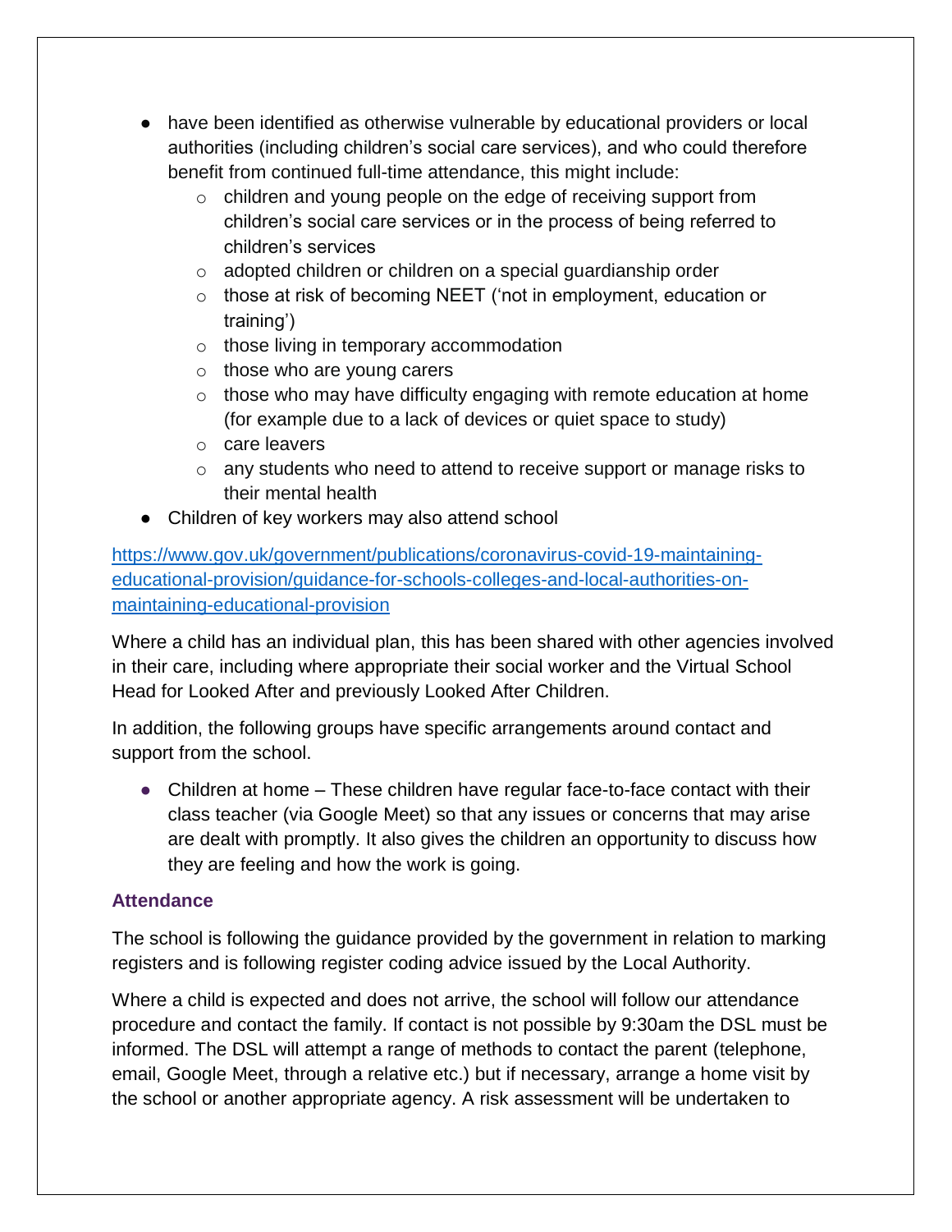- have been identified as otherwise vulnerable by educational providers or local authorities (including children's social care services), and who could therefore benefit from continued full-time attendance, this might include:
  - children and young people on the edge of receiving support from children's social care services or in the process of being referred to children's services
  - adopted children or children on a special guardianship order
  - those at risk of becoming NEET ('not in employment, education or training')
  - those living in temporary accommodation
  - those who are young carers
  - those who may have difficulty engaging with remote education at home (for example due to a lack of devices or quiet space to study)
  - care leavers
  - any students who need to attend to receive support or manage risks to their mental health
- Children of key workers may also attend school

[https://www.gov.uk/government/publications/coronavirus-covid-19-maintaining-educational-provision/guidance-for-schools-colleges-and-local-authorities-on-maintaining-educational-provision](https://www.gov.uk/government/publications/coronavirus-covid-19-maintaining-educational-provision/guidance-for-schools-colleges-and-local-authorities-on-maintaining-educational-provision)

Where a child has an individual plan, this has been shared with other agencies involved in their care, including where appropriate their social worker and the Virtual School Head for Looked After and previously Looked After Children.

In addition, the following groups have specific arrangements around contact and support from the school.

- Children at home – These children have regular face-to-face contact with their class teacher (via Google Meet) so that any issues or concerns that may arise are dealt with promptly. It also gives the children an opportunity to discuss how they are feeling and how the work is going.

### Attendance

The school is following the guidance provided by the government in relation to marking registers and is following register coding advice issued by the Local Authority.

Where a child is expected and does not arrive, the school will follow our attendance procedure and contact the family. If contact is not possible by 9:30am the DSL must be informed. The DSL will attempt a range of methods to contact the parent (telephone, email, Google Meet, through a relative etc.) but if necessary, arrange a home visit by the school or another appropriate agency. A risk assessment will be undertaken to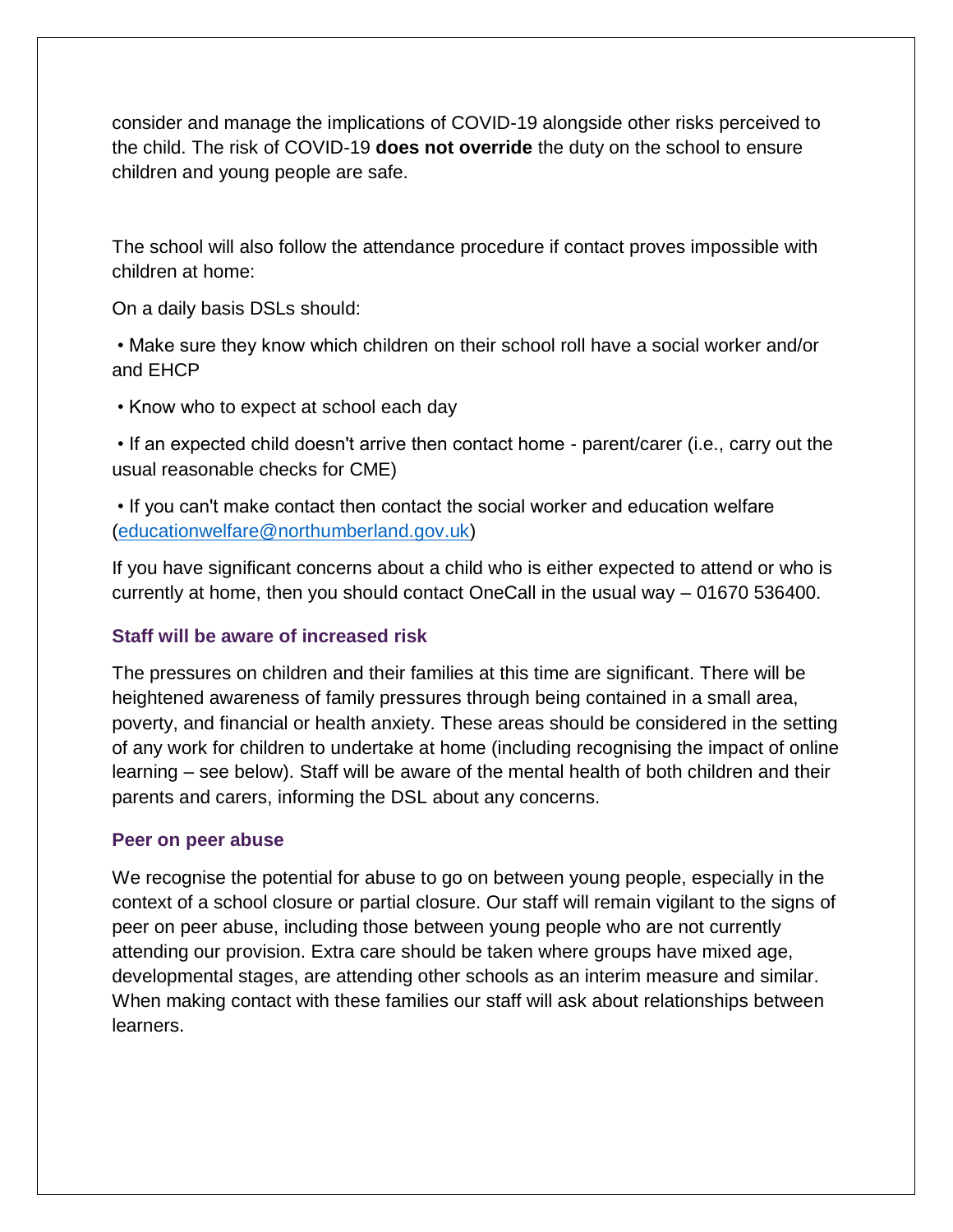consider and manage the implications of COVID-19 alongside other risks perceived to the child. The risk of COVID-19 **does not override** the duty on the school to ensure children and young people are safe.

The school will also follow the attendance procedure if contact proves impossible with children at home:

On a daily basis DSLs should:

- Make sure they know which children on their school roll have a social worker and/or and EHCP
- Know who to expect at school each day
- If an expected child doesn't arrive then contact home - parent/carer (i.e., carry out the usual reasonable checks for CME)
- If you can't make contact then contact the social worker and education welfare (educationwelfare@northumberland.gov.uk)

If you have significant concerns about a child who is either expected to attend or who is currently at home, then you should contact OneCall in the usual way – 01670 536400.

### Staff will be aware of increased risk

The pressures on children and their families at this time are significant. There will be heightened awareness of family pressures through being contained in a small area, poverty, and financial or health anxiety. These areas should be considered in the setting of any work for children to undertake at home (including recognising the impact of online learning – see below). Staff will be aware of the mental health of both children and their parents and carers, informing the DSL about any concerns.

### Peer on peer abuse

We recognise the potential for abuse to go on between young people, especially in the context of a school closure or partial closure. Our staff will remain vigilant to the signs of peer on peer abuse, including those between young people who are not currently attending our provision. Extra care should be taken where groups have mixed age, developmental stages, are attending other schools as an interim measure and similar. When making contact with these families our staff will ask about relationships between learners.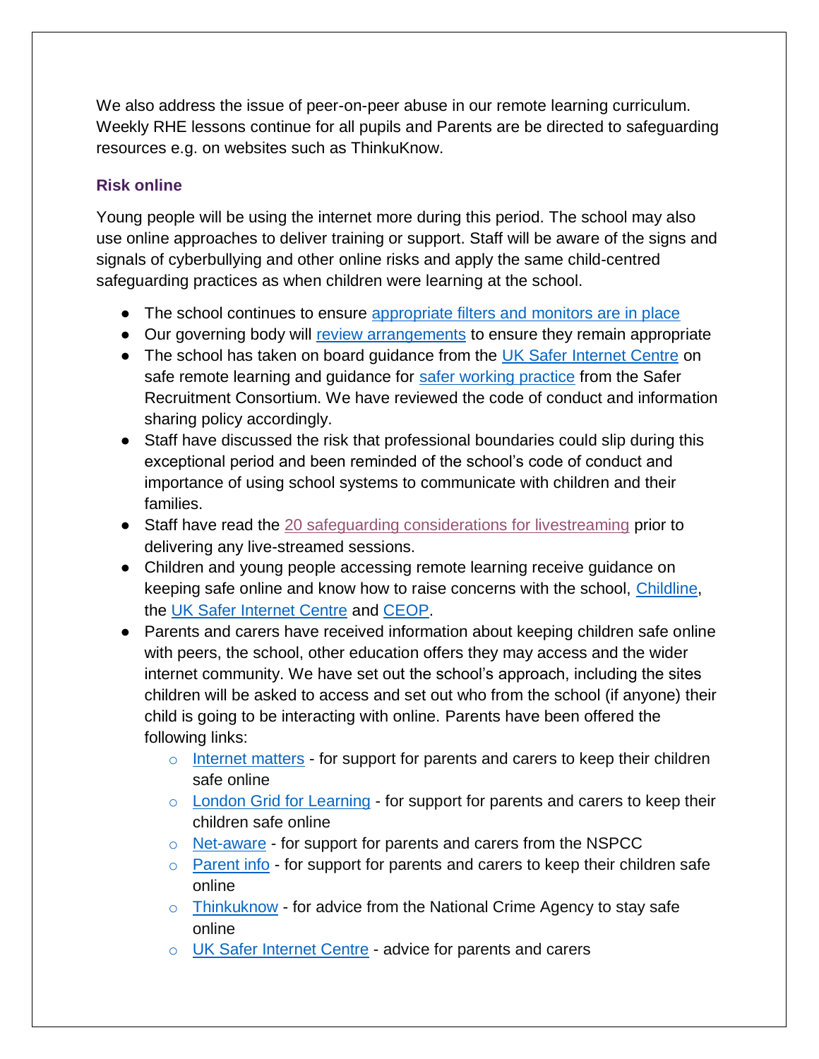We also address the issue of peer-on-peer abuse in our remote learning curriculum. Weekly RHE lessons continue for all pupils and Parents are be directed to safeguarding resources e.g. on websites such as ThinkuKnow.

### Risk online

Young people will be using the internet more during this period. The school may also use online approaches to deliver training or support. Staff will be aware of the signs and signals of cyberbullying and other online risks and apply the same child-centred safeguarding practices as when children were learning at the school.

- The school continues to ensure appropriate filters and monitors are in place
- Our governing body will review arrangements to ensure they remain appropriate
- The school has taken on board guidance from the UK Safer Internet Centre on safe remote learning and guidance for safer working practice from the Safer Recruitment Consortium. We have reviewed the code of conduct and information sharing policy accordingly.
- Staff have discussed the risk that professional boundaries could slip during this exceptional period and been reminded of the school's code of conduct and importance of using school systems to communicate with children and their families.
- Staff have read the 20 safeguarding considerations for livestreaming prior to delivering any live-streamed sessions.
- Children and young people accessing remote learning receive guidance on keeping safe online and know how to raise concerns with the school, Childline, the UK Safer Internet Centre and CEOP.
- Parents and carers have received information about keeping children safe online with peers, the school, other education offers they may access and the wider internet community. We have set out the school's approach, including the sites children will be asked to access and set out who from the school (if anyone) their child is going to be interacting with online. Parents have been offered the following links:
    - Internet matters - for support for parents and carers to keep their children safe online
    - London Grid for Learning - for support for parents and carers to keep their children safe online
    - Net-aware - for support for parents and carers from the NSPCC
    - Parent info - for support for parents and carers to keep their children safe online
    - Thinkuknow - for advice from the National Crime Agency to stay safe online
    - UK Safer Internet Centre - advice for parents and carers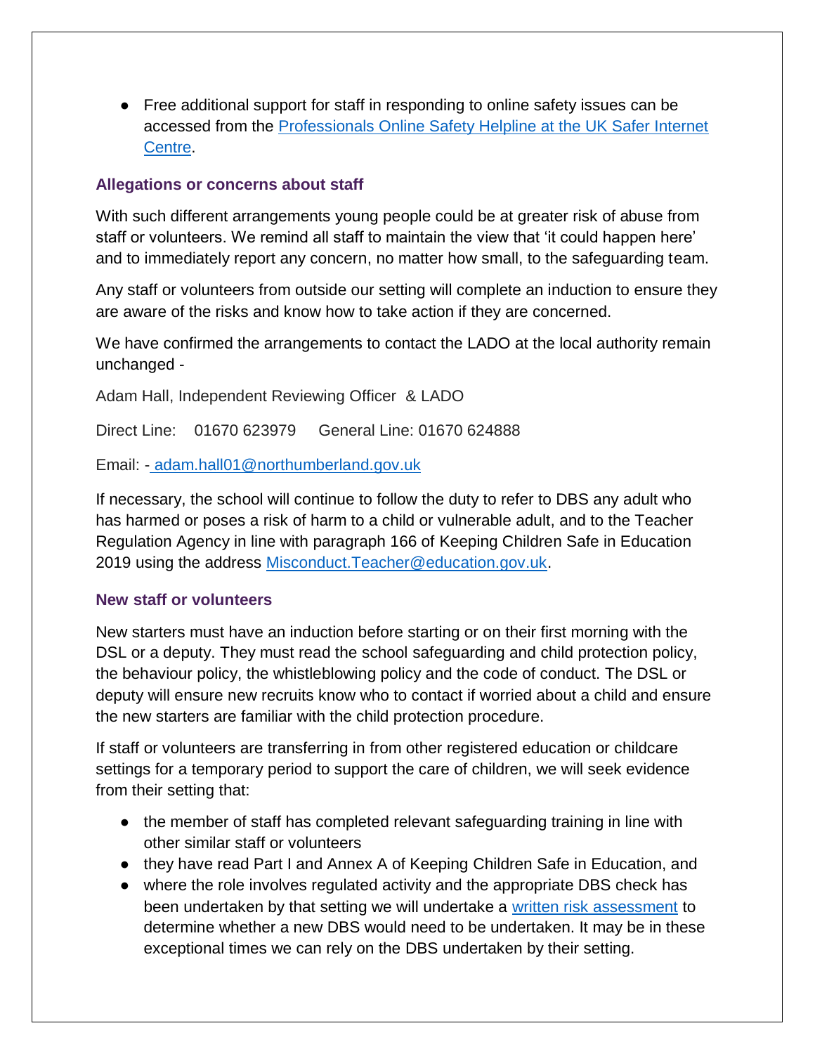- Free additional support for staff in responding to online safety issues can be accessed from the [Professionals Online Safety Helpline at the UK Safer Internet Centre](#).

### Allegations or concerns about staff

With such different arrangements young people could be at greater risk of abuse from staff or volunteers. We remind all staff to maintain the view that 'it could happen here' and to immediately report any concern, no matter how small, to the safeguarding team.

Any staff or volunteers from outside our setting will complete an induction to ensure they are aware of the risks and know how to take action if they are concerned.

We have confirmed the arrangements to contact the LADO at the local authority remain unchanged -

Adam Hall, Independent Reviewing Officer & LADO

Direct Line: 01670 623979 General Line: 01670 624888

Email: - adam.hall01@northumberland.gov.uk

If necessary, the school will continue to follow the duty to refer to DBS any adult who has harmed or poses a risk of harm to a child or vulnerable adult, and to the Teacher Regulation Agency in line with paragraph 166 of Keeping Children Safe in Education 2019 using the address Misconduct.Teacher@education.gov.uk.

### New staff or volunteers

New starters must have an induction before starting or on their first morning with the DSL or a deputy. They must read the school safeguarding and child protection policy, the behaviour policy, the whistleblowing policy and the code of conduct. The DSL or deputy will ensure new recruits know who to contact if worried about a child and ensure the new starters are familiar with the child protection procedure.

If staff or volunteers are transferring in from other registered education or childcare settings for a temporary period to support the care of children, we will seek evidence from their setting that:

- the member of staff has completed relevant safeguarding training in line with other similar staff or volunteers
- they have read Part I and Annex A of Keeping Children Safe in Education, and
- where the role involves regulated activity and the appropriate DBS check has been undertaken by that setting we will undertake a [written risk assessment](#) to determine whether a new DBS would need to be undertaken. It may be in these exceptional times we can rely on the DBS undertaken by their setting.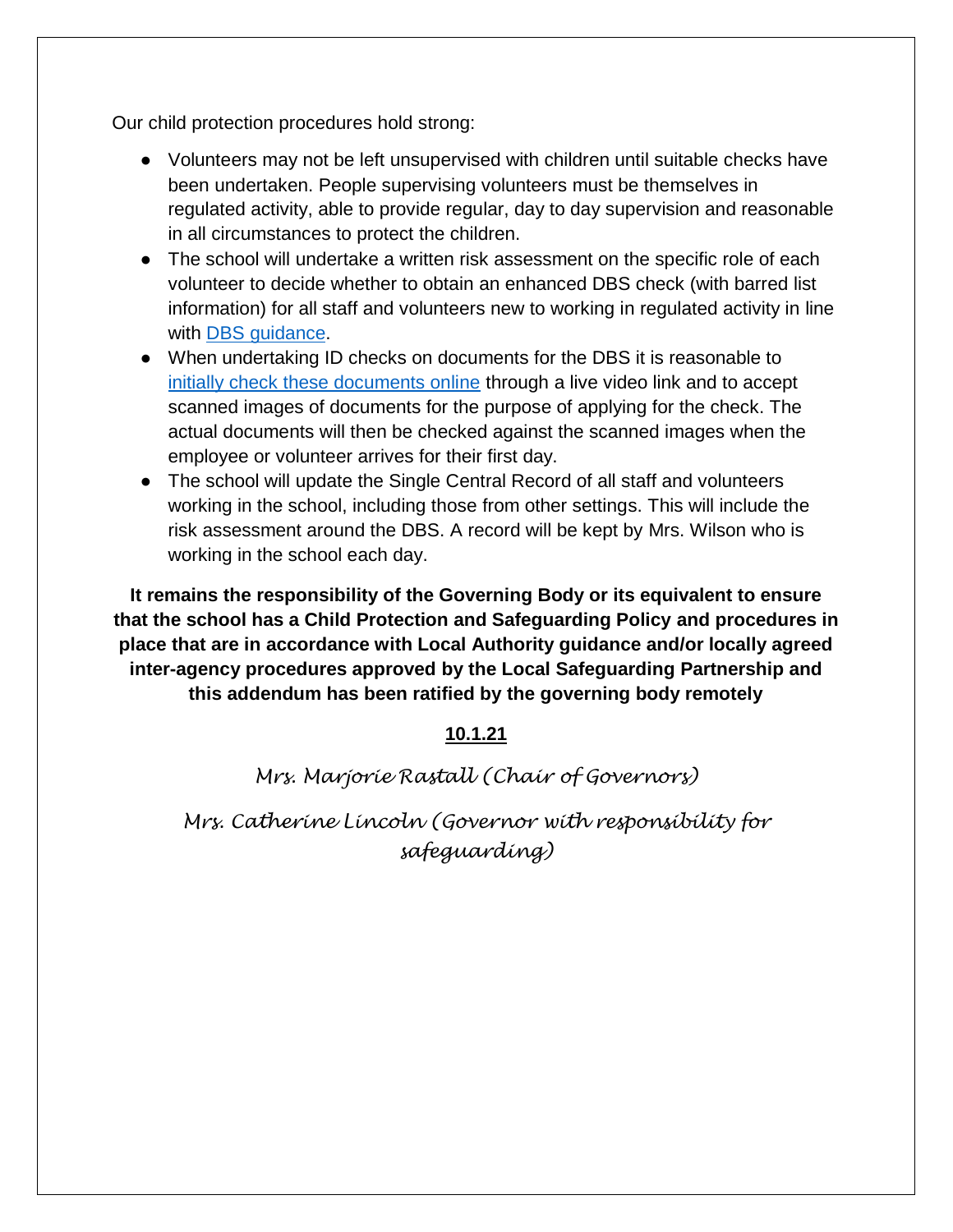Our child protection procedures hold strong:

- Volunteers may not be left unsupervised with children until suitable checks have been undertaken. People supervising volunteers must be themselves in regulated activity, able to provide regular, day to day supervision and reasonable in all circumstances to protect the children.
- The school will undertake a written risk assessment on the specific role of each volunteer to decide whether to obtain an enhanced DBS check (with barred list information) for all staff and volunteers new to working in regulated activity in line with DBS guidance.
- When undertaking ID checks on documents for the DBS it is reasonable to initially check these documents online through a live video link and to accept scanned images of documents for the purpose of applying for the check. The actual documents will then be checked against the scanned images when the employee or volunteer arrives for their first day.
- The school will update the Single Central Record of all staff and volunteers working in the school, including those from other settings. This will include the risk assessment around the DBS. A record will be kept by Mrs. Wilson who is working in the school each day.

**It remains the responsibility of the Governing Body or its equivalent to ensure that the school has a Child Protection and Safeguarding Policy and procedures in place that are in accordance with Local Authority guidance and/or locally agreed inter-agency procedures approved by the Local Safeguarding Partnership and this addendum has been ratified by the governing body remotely**

**10.1.21**

*Mrs. Marjorie Rastall (Chair of Governors)*

*Mrs. Catherine Lincoln (Governor with responsibility for safeguarding)*